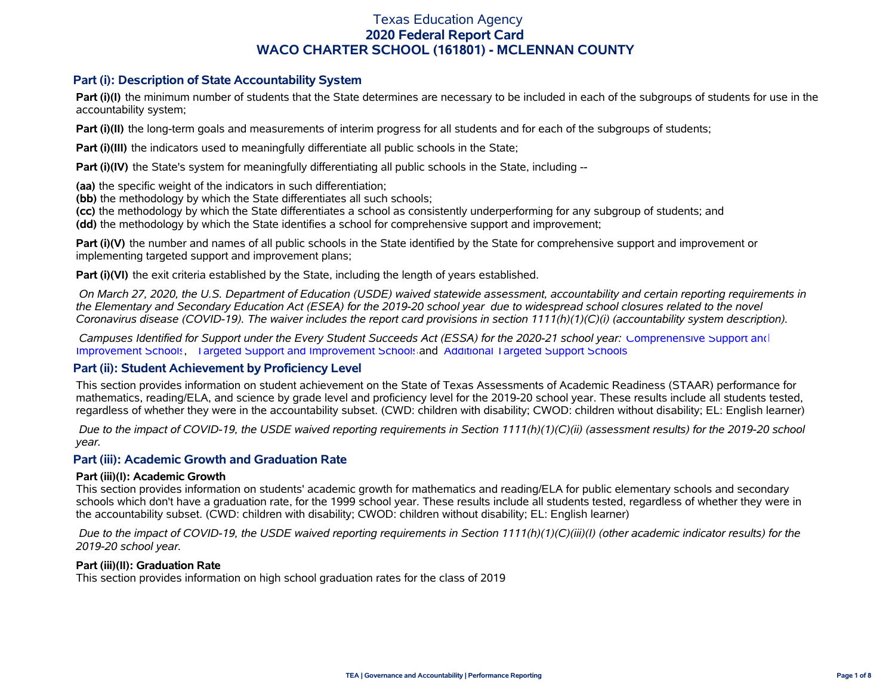# Texas Education Agency
## 2020 Federal Report Card
## WACO CHARTER SCHOOL (161801) - MCLENNAN COUNTY

### Part (i): Description of State Accountability System

**Part (i)(I)** the minimum number of students that the State determines are necessary to be included in each of the subgroups of students for use in the accountability system;

**Part (i)(II)** the long-term goals and measurements of interim progress for all students and for each of the subgroups of students;

**Part (i)(III)** the indicators used to meaningfully differentiate all public schools in the State;

**Part (i)(IV)** the State's system for meaningfully differentiating all public schools in the State, including --

**(aa)** the specific weight of the indicators in such differentiation;
**(bb)** the methodology by which the State differentiates all such schools;
**(cc)** the methodology by which the State differentiates a school as consistently underperforming for any subgroup of students; and
**(dd)** the methodology by which the State identifies a school for comprehensive support and improvement;

**Part (i)(V)** the number and names of all public schools in the State identified by the State for comprehensive support and improvement or implementing targeted support and improvement plans;

**Part (i)(VI)** the exit criteria established by the State, including the length of years established.

*On March 27, 2020, the U.S. Department of Education (USDE) waived statewide assessment, accountability and certain reporting requirements in the Elementary and Secondary Education Act (ESEA) for the 2019-20 school year due to widespread school closures related to the novel Coronavirus disease (COVID-19). The waiver includes the report card provisions in section 1111(h)(1)(C)(i) (accountability system description).*

*Campuses Identified for Support under the Every Student Succeeds Act (ESSA) for the 2020-21 school year:* Comprehensive Support and Improvement Schools, Targeted Support and Improvement Schools and Additional Targeted Support Schools

### Part (ii): Student Achievement by Proficiency Level

This section provides information on student achievement on the State of Texas Assessments of Academic Readiness (STAAR) performance for mathematics, reading/ELA, and science by grade level and proficiency level for the 2019-20 school year. These results include all students tested, regardless of whether they were in the accountability subset. (CWD: children with disability; CWOD: children without disability; EL: English learner)

*Due to the impact of COVID-19, the USDE waived reporting requirements in Section 1111(h)(1)(C)(ii) (assessment results) for the 2019-20 school year.*

### Part (iii): Academic Growth and Graduation Rate

**Part (iii)(I): Academic Growth**
This section provides information on students' academic growth for mathematics and reading/ELA for public elementary schools and secondary schools which don't have a graduation rate, for the 1999 school year. These results include all students tested, regardless of whether they were in the accountability subset. (CWD: children with disability; CWOD: children without disability; EL: English learner)

*Due to the impact of COVID-19, the USDE waived reporting requirements in Section 1111(h)(1)(C)(iii)(I) (other academic indicator results) for the 2019-20 school year.*

**Part (iii)(II): Graduation Rate**
This section provides information on high school graduation rates for the class of 2019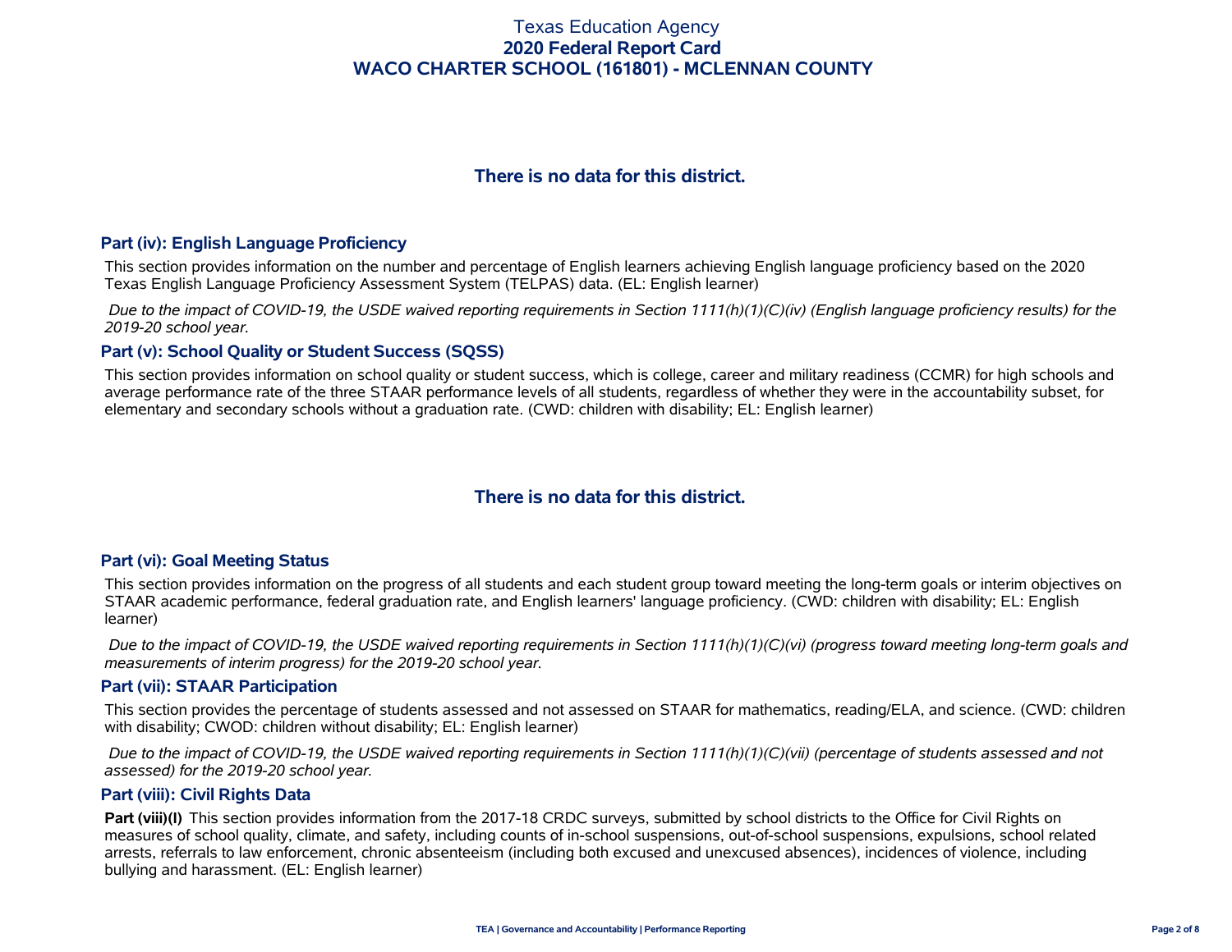### There is no data for this district.

## Part (iv): English Language Proficiency

This section provides information on the number and percentage of English learners achieving English language proficiency based on the 2020 Texas English Language Proficiency Assessment System (TELPAS) data. (EL: English learner)

*Due to the impact of COVID-19, the USDE waived reporting requirements in Section 1111(h)(1)(C)(iv) (English language proficiency results) for the 2019-20 school year.*

## Part (v): School Quality or Student Success (SQSS)

This section provides information on school quality or student success, which is college, career and military readiness (CCMR) for high schools and average performance rate of the three STAAR performance levels of all students, regardless of whether they were in the accountability subset, for elementary and secondary schools without a graduation rate. (CWD: children with disability; EL: English learner)

### There is no data for this district.

## Part (vi): Goal Meeting Status

This section provides information on the progress of all students and each student group toward meeting the long-term goals or interim objectives on STAAR academic performance, federal graduation rate, and English learners' language proficiency. (CWD: children with disability; EL: English learner)

*Due to the impact of COVID-19, the USDE waived reporting requirements in Section 1111(h)(1)(C)(vi) (progress toward meeting long-term goals and measurements of interim progress) for the 2019-20 school year.*

## Part (vii): STAAR Participation

This section provides the percentage of students assessed and not assessed on STAAR for mathematics, reading/ELA, and science. (CWD: children with disability; CWOD: children without disability; EL: English learner)

*Due to the impact of COVID-19, the USDE waived reporting requirements in Section 1111(h)(1)(C)(vii) (percentage of students assessed and not assessed) for the 2019-20 school year.*

## Part (viii): Civil Rights Data

**Part (viii)(I)** This section provides information from the 2017-18 CRDC surveys, submitted by school districts to the Office for Civil Rights on measures of school quality, climate, and safety, including counts of in-school suspensions, out-of-school suspensions, expulsions, school related arrests, referrals to law enforcement, chronic absenteeism (including both excused and unexcused absences), incidences of violence, including bullying and harassment. (EL: English learner)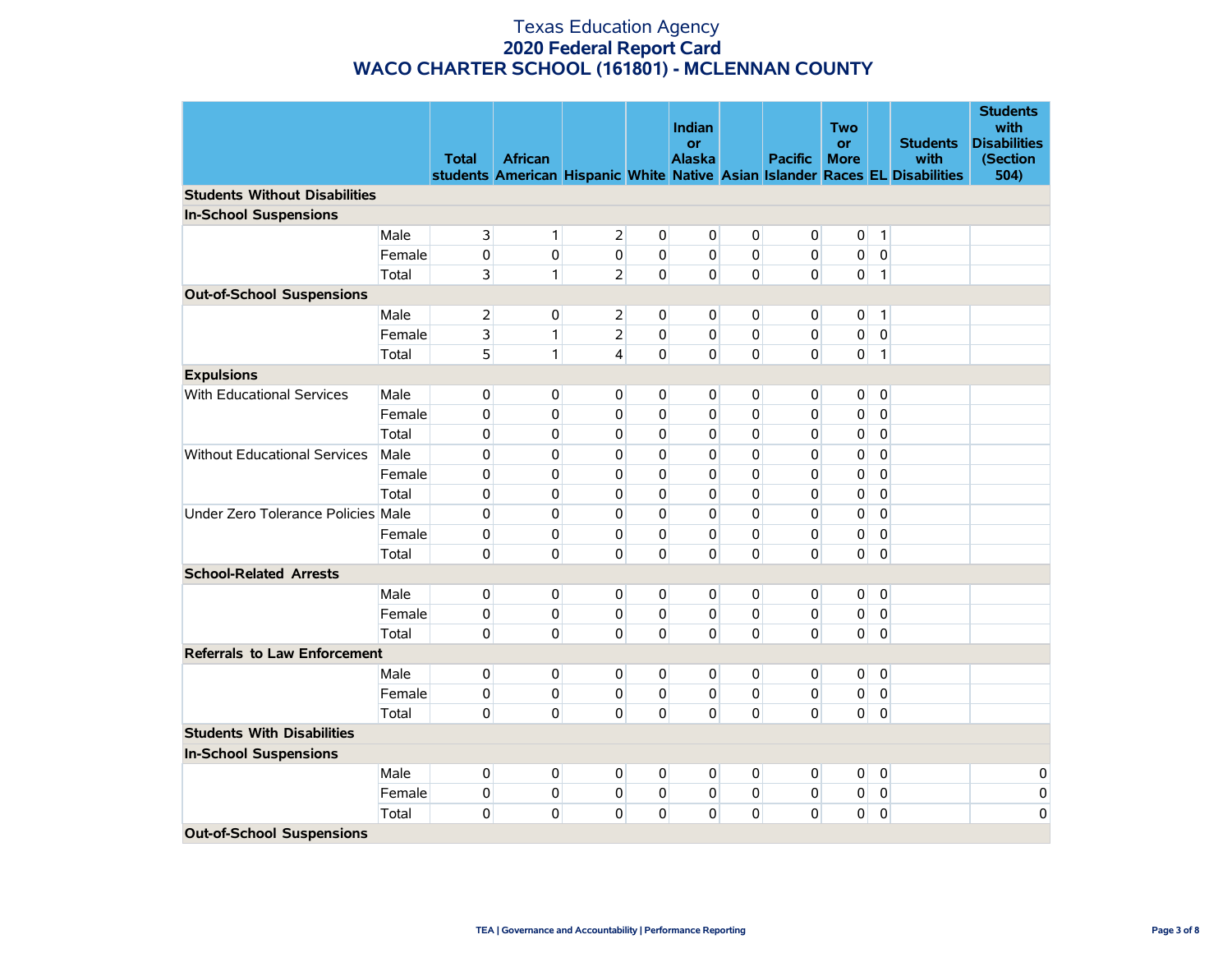# Texas Education Agency
## 2020 Federal Report Card
## WACO CHARTER SCHOOL (161801) - MCLENNAN COUNTY

| | | Total students | African American | Hispanic | White | Indian or Alaska Native | Asian | Pacific Islander | Two or More Races | EL | Students with Disabilities | Students with Disabilities (Section 504) |
|---|---|---|---|---|---|---|---|---|---|---|---|---|
| **Students Without Disabilities** | | | | | | | | | | | | |
| **In-School Suspensions** | | | | | | | | | | | | |
| | Male | 3 | 1 | 2 | 0 | 0 | 0 | 0 | 0 | 1 | | |
| | Female | 0 | 0 | 0 | 0 | 0 | 0 | 0 | 0 | 0 | | |
| | Total | 3 | 1 | 2 | 0 | 0 | 0 | 0 | 0 | 1 | | |
| **Out-of-School Suspensions** | | | | | | | | | | | | |
| | Male | 2 | 0 | 2 | 0 | 0 | 0 | 0 | 0 | 1 | | |
| | Female | 3 | 1 | 2 | 0 | 0 | 0 | 0 | 0 | 0 | | |
| | Total | 5 | 1 | 4 | 0 | 0 | 0 | 0 | 0 | 1 | | |
| **Expulsions** | | | | | | | | | | | | |
| With Educational Services | Male | 0 | 0 | 0 | 0 | 0 | 0 | 0 | 0 | 0 | | |
| | Female | 0 | 0 | 0 | 0 | 0 | 0 | 0 | 0 | 0 | | |
| | Total | 0 | 0 | 0 | 0 | 0 | 0 | 0 | 0 | 0 | | |
| Without Educational Services | Male | 0 | 0 | 0 | 0 | 0 | 0 | 0 | 0 | 0 | | |
| | Female | 0 | 0 | 0 | 0 | 0 | 0 | 0 | 0 | 0 | | |
| | Total | 0 | 0 | 0 | 0 | 0 | 0 | 0 | 0 | 0 | | |
| Under Zero Tolerance Policies | Male | 0 | 0 | 0 | 0 | 0 | 0 | 0 | 0 | 0 | | |
| | Female | 0 | 0 | 0 | 0 | 0 | 0 | 0 | 0 | 0 | | |
| | Total | 0 | 0 | 0 | 0 | 0 | 0 | 0 | 0 | 0 | | |
| **School-Related Arrests** | | | | | | | | | | | | |
| | Male | 0 | 0 | 0 | 0 | 0 | 0 | 0 | 0 | 0 | | |
| | Female | 0 | 0 | 0 | 0 | 0 | 0 | 0 | 0 | 0 | | |
| | Total | 0 | 0 | 0 | 0 | 0 | 0 | 0 | 0 | 0 | | |
| **Referrals to Law Enforcement** | | | | | | | | | | | | |
| | Male | 0 | 0 | 0 | 0 | 0 | 0 | 0 | 0 | 0 | | |
| | Female | 0 | 0 | 0 | 0 | 0 | 0 | 0 | 0 | 0 | | |
| | Total | 0 | 0 | 0 | 0 | 0 | 0 | 0 | 0 | 0 | | |
| **Students With Disabilities** | | | | | | | | | | | | |
| **In-School Suspensions** | | | | | | | | | | | | |
| | Male | 0 | 0 | 0 | 0 | 0 | 0 | 0 | 0 | 0 | | 0 |
| | Female | 0 | 0 | 0 | 0 | 0 | 0 | 0 | 0 | 0 | | 0 |
| | Total | 0 | 0 | 0 | 0 | 0 | 0 | 0 | 0 | 0 | | 0 |
| **Out-of-School Suspensions** | | | | | | | | | | | | |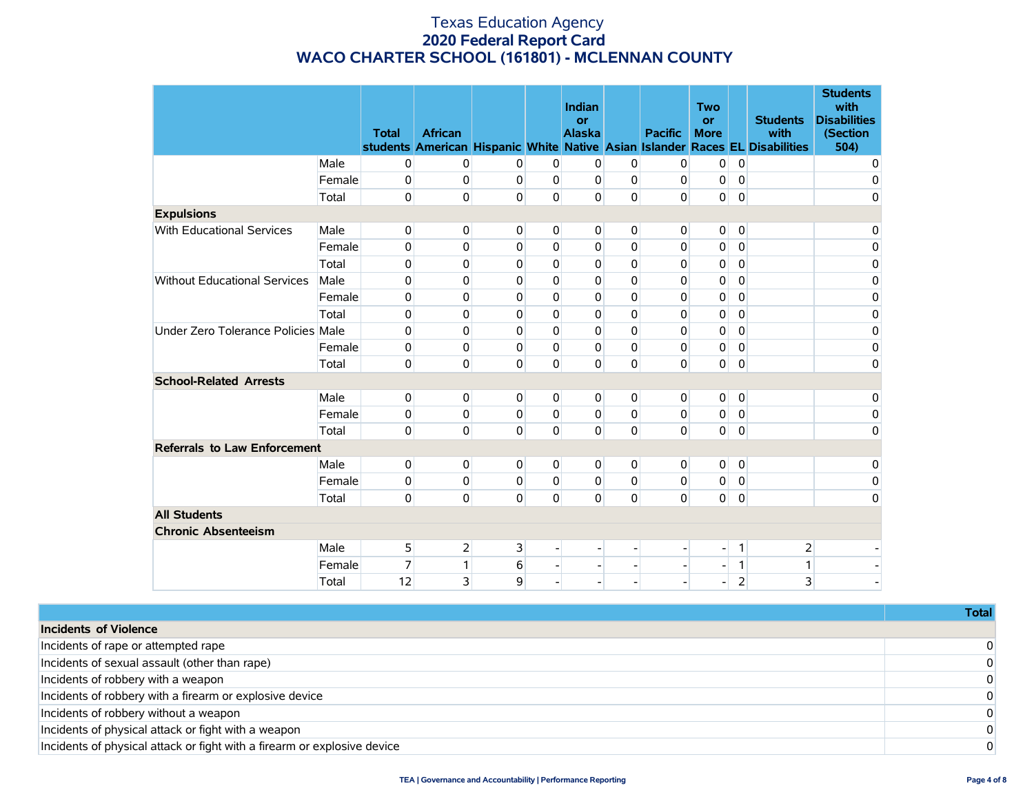# Texas Education Agency
## 2020 Federal Report Card
## WACO CHARTER SCHOOL (161801) - MCLENNAN COUNTY

| | | Total students | African American | Hispanic | White | Indian or Alaska Native | Asian | Pacific Islander | Two or More Races | EL | Students with Disabilities | Students with Disabilities (Section 504) |
|---|---|---|---|---|---|---|---|---|---|---|---|---|
| | Male | 0 | 0 | 0 | 0 | 0 | 0 | 0 | 0 | 0 | | 0 |
| | Female | 0 | 0 | 0 | 0 | 0 | 0 | 0 | 0 | 0 | | 0 |
| | Total | 0 | 0 | 0 | 0 | 0 | 0 | 0 | 0 | 0 | | 0 |
| **Expulsions** | | | | | | | | | | | | |
| With Educational Services | Male | 0 | 0 | 0 | 0 | 0 | 0 | 0 | 0 | 0 | | 0 |
| | Female | 0 | 0 | 0 | 0 | 0 | 0 | 0 | 0 | 0 | | 0 |
| | Total | 0 | 0 | 0 | 0 | 0 | 0 | 0 | 0 | 0 | | 0 |
| Without Educational Services | Male | 0 | 0 | 0 | 0 | 0 | 0 | 0 | 0 | 0 | | 0 |
| | Female | 0 | 0 | 0 | 0 | 0 | 0 | 0 | 0 | 0 | | 0 |
| | Total | 0 | 0 | 0 | 0 | 0 | 0 | 0 | 0 | 0 | | 0 |
| Under Zero Tolerance Policies | Male | 0 | 0 | 0 | 0 | 0 | 0 | 0 | 0 | 0 | | 0 |
| | Female | 0 | 0 | 0 | 0 | 0 | 0 | 0 | 0 | 0 | | 0 |
| | Total | 0 | 0 | 0 | 0 | 0 | 0 | 0 | 0 | 0 | | 0 |
| **School-Related Arrests** | | | | | | | | | | | | |
| | Male | 0 | 0 | 0 | 0 | 0 | 0 | 0 | 0 | 0 | | 0 |
| | Female | 0 | 0 | 0 | 0 | 0 | 0 | 0 | 0 | 0 | | 0 |
| | Total | 0 | 0 | 0 | 0 | 0 | 0 | 0 | 0 | 0 | | 0 |
| **Referrals to Law Enforcement** | | | | | | | | | | | | |
| | Male | 0 | 0 | 0 | 0 | 0 | 0 | 0 | 0 | 0 | | 0 |
| | Female | 0 | 0 | 0 | 0 | 0 | 0 | 0 | 0 | 0 | | 0 |
| | Total | 0 | 0 | 0 | 0 | 0 | 0 | 0 | 0 | 0 | | 0 |
| **All Students** | | | | | | | | | | | | |
| **Chronic Absenteeism** | | | | | | | | | | | | |
| | Male | 5 | 2 | 3 | - | - | - | - | - | 1 | 2 | - |
| | Female | 7 | 1 | 6 | - | - | - | - | - | 1 | 1 | - |
| | Total | 12 | 3 | 9 | - | - | - | - | - | 2 | 3 | - |

| | Total |
|---|---|
| **Incidents of Violence** | |
| Incidents of rape or attempted rape | 0 |
| Incidents of sexual assault (other than rape) | 0 |
| Incidents of robbery with a weapon | 0 |
| Incidents of robbery with a firearm or explosive device | 0 |
| Incidents of robbery without a weapon | 0 |
| Incidents of physical attack or fight with a weapon | 0 |
| Incidents of physical attack or fight with a firearm or explosive device | 0 |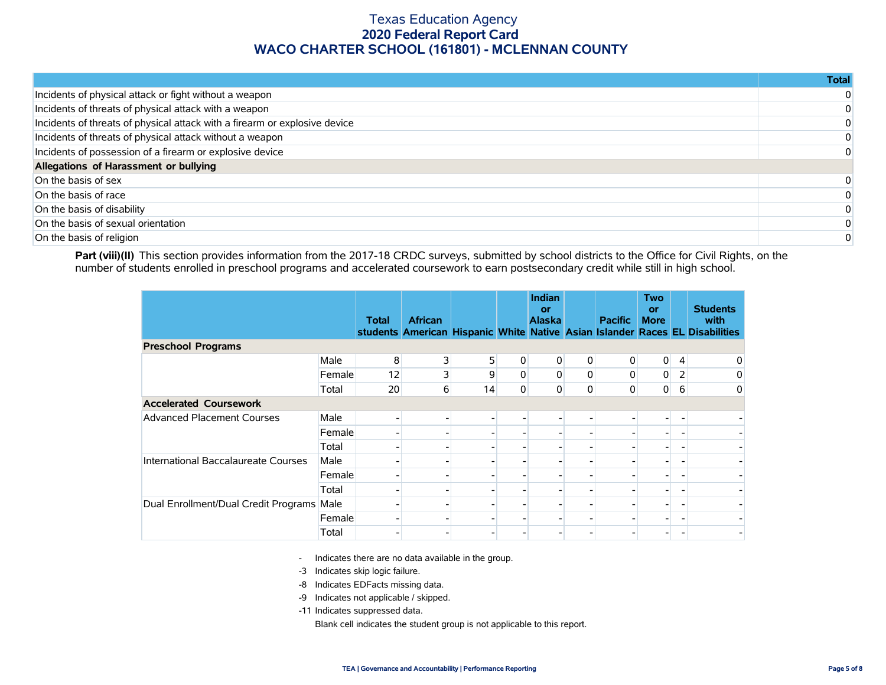# Texas Education Agency
## 2020 Federal Report Card
## WACO CHARTER SCHOOL (161801) - MCLENNAN COUNTY

| | Total |
|---|---|
| Incidents of physical attack or fight without a weapon | 0 |
| Incidents of threats of physical attack with a weapon | 0 |
| Incidents of threats of physical attack with a firearm or explosive device | 0 |
| Incidents of threats of physical attack without a weapon | 0 |
| Incidents of possession of a firearm or explosive device | 0 |
| **Allegations of Harassment or bullying** | |
| On the basis of sex | 0 |
| On the basis of race | 0 |
| On the basis of disability | 0 |
| On the basis of sexual orientation | 0 |
| On the basis of religion | 0 |

**Part (viii)(II)** This section provides information from the 2017-18 CRDC surveys, submitted by school districts to the Office for Civil Rights, on the number of students enrolled in preschool programs and accelerated coursework to earn postsecondary credit while still in high school.

| | | Total students | African American | Hispanic | White | Indian or Alaska Native | Asian | Pacific Islander | Two or More Races | EL | Students with Disabilities |
|---|---|---|---|---|---|---|---|---|---|---|---|
| **Preschool Programs** | | | | | | | | | | | |
| | Male | 8 | 3 | 5 | 0 | 0 | 0 | 0 | 0 | 4 | 0 |
| | Female | 12 | 3 | 9 | 0 | 0 | 0 | 0 | 0 | 2 | 0 |
| | Total | 20 | 6 | 14 | 0 | 0 | 0 | 0 | 0 | 6 | 0 |
| **Accelerated Coursework** | | | | | | | | | | | |
| Advanced Placement Courses | Male | - | - | - | - | - | - | - | - | - | - |
| | Female | - | - | - | - | - | - | - | - | - | - |
| | Total | - | - | - | - | - | - | - | - | - | - |
| International Baccalaureate Courses | Male | - | - | - | - | - | - | - | - | - | - |
| | Female | - | - | - | - | - | - | - | - | - | - |
| | Total | - | - | - | - | - | - | - | - | - | - |
| Dual Enrollment/Dual Credit Programs | Male | - | - | - | - | - | - | - | - | - | - |
| | Female | - | - | - | - | - | - | - | - | - | - |
| | Total | - | - | - | - | - | - | - | - | - | - |

- Indicates there are no data available in the group.

-3 Indicates skip logic failure.

-8 Indicates EDFacts missing data.

-9 Indicates not applicable / skipped.

-11 Indicates suppressed data.

Blank cell indicates the student group is not applicable to this report.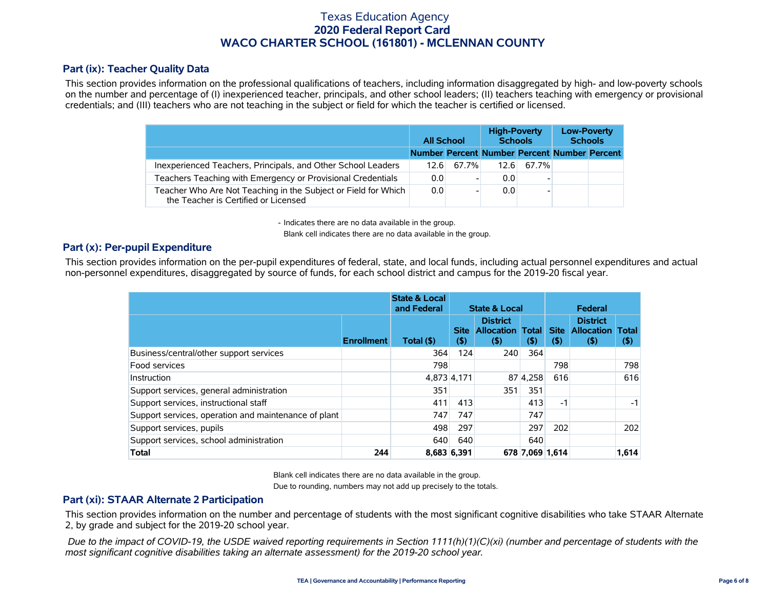# Texas Education Agency
## 2020 Federal Report Card
## WACO CHARTER SCHOOL (161801) - MCLENNAN COUNTY

### Part (ix): Teacher Quality Data

This section provides information on the professional qualifications of teachers, including information disaggregated by high- and low-poverty schools on the number and percentage of (I) inexperienced teacher, principals, and other school leaders; (II) teachers teaching with emergency or provisional credentials; and (III) teachers who are not teaching in the subject or field for which the teacher is certified or licensed.

| | All School | | High-Poverty Schools | | Low-Poverty Schools | |
|---|---|---|---|---|---|---|
| | Number | Percent | Number | Percent | Number | Percent |
| Inexperienced Teachers, Principals, and Other School Leaders | 12.6 | 67.7% | 12.6 | 67.7% | | |
| Teachers Teaching with Emergency or Provisional Credentials | 0.0 | - | 0.0 | - | | |
| Teacher Who Are Not Teaching in the Subject or Field for Which the Teacher is Certified or Licensed | 0.0 | - | 0.0 | - | | |

- Indicates there are no data available in the group.
Blank cell indicates there are no data available in the group.

### Part (x): Per-pupil Expenditure

This section provides information on the per-pupil expenditures of federal, state, and local funds, including actual personnel expenditures and actual non-personnel expenditures, disaggregated by source of funds, for each school district and campus for the 2019-20 fiscal year.

| | | State & Local and Federal | State & Local | | | Federal | | |
|---|---|---|---|---|---|---|---|---|
| | Enrollment | Total ($) | Site ($) | District Allocation ($) | Total ($) | Site ($) | District Allocation ($) | Total ($) |
| Business/central/other support services | | 364 | 124 | 240 | 364 | | | |
| Food services | | 798 | | | | 798 | | 798 |
| Instruction | | 4,873 | 4,171 | 87 | 4,258 | 616 | | 616 |
| Support services, general administration | | 351 | | 351 | 351 | | | |
| Support services, instructional staff | | 411 | 413 | | 413 | -1 | | -1 |
| Support services, operation and maintenance of plant | | 747 | 747 | | 747 | | | |
| Support services, pupils | | 498 | 297 | | 297 | 202 | | 202 |
| Support services, school administration | | 640 | 640 | | 640 | | | |
| **Total** | **244** | **8,683** | **6,391** | **678** | **7,069** | **1,614** | | **1,614** |

Blank cell indicates there are no data available in the group.
Due to rounding, numbers may not add up precisely to the totals.

### Part (xi): STAAR Alternate 2 Participation

This section provides information on the number and percentage of students with the most significant cognitive disabilities who take STAAR Alternate 2, by grade and subject for the 2019-20 school year.

*Due to the impact of COVID-19, the USDE waived reporting requirements in Section 1111(h)(1)(C)(xi) (number and percentage of students with the most significant cognitive disabilities taking an alternate assessment) for the 2019-20 school year.*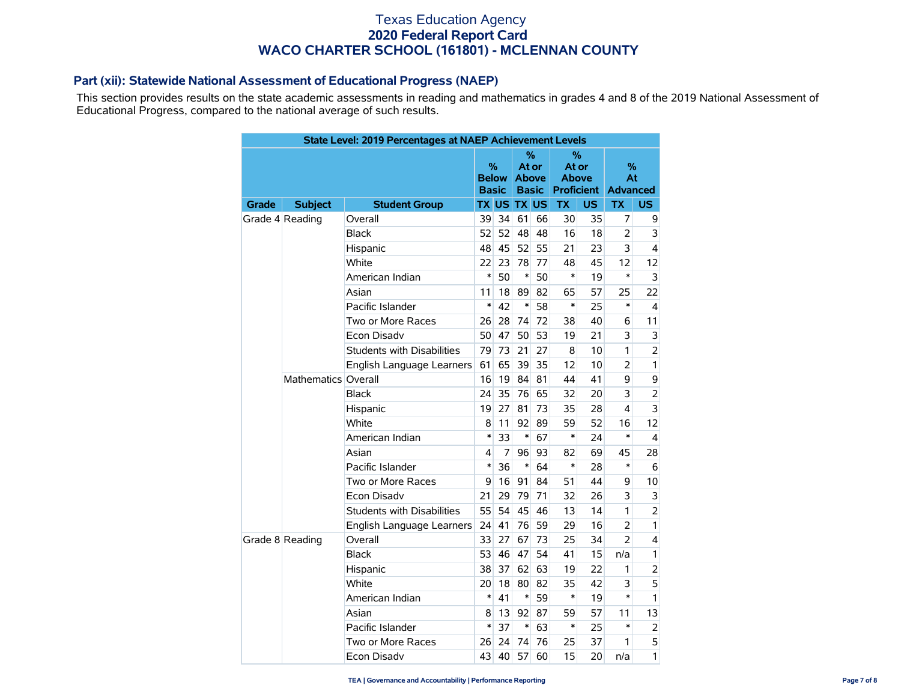# Texas Education Agency
## 2020 Federal Report Card
## WACO CHARTER SCHOOL (161801) - MCLENNAN COUNTY

### Part (xii): Statewide National Assessment of Educational Progress (NAEP)

This section provides results on the state academic assessments in reading and mathematics in grades 4 and 8 of the 2019 National Assessment of Educational Progress, compared to the national average of such results.

| State Level: 2019 Percentages at NAEP Achievement Levels | | | | | | | | | | |
|---|---|---|---|---|---|---|---|---|---|---|
| | | | % Below Basic | | % At or Above Basic | | % At or Above Proficient | | % At Advanced | |
| Grade | Subject | Student Group | TX | US | TX | US | TX | US | TX | US |
| Grade 4 | Reading | Overall | 39 | 34 | 61 | 66 | 30 | 35 | 7 | 9 |
| | | Black | 52 | 52 | 48 | 48 | 16 | 18 | 2 | 3 |
| | | Hispanic | 48 | 45 | 52 | 55 | 21 | 23 | 3 | 4 |
| | | White | 22 | 23 | 78 | 77 | 48 | 45 | 12 | 12 |
| | | American Indian | * | 50 | * | 50 | * | 19 | * | 3 |
| | | Asian | 11 | 18 | 89 | 82 | 65 | 57 | 25 | 22 |
| | | Pacific Islander | * | 42 | * | 58 | * | 25 | * | 4 |
| | | Two or More Races | 26 | 28 | 74 | 72 | 38 | 40 | 6 | 11 |
| | | Econ Disadv | 50 | 47 | 50 | 53 | 19 | 21 | 3 | 3 |
| | | Students with Disabilities | 79 | 73 | 21 | 27 | 8 | 10 | 1 | 2 |
| | | English Language Learners | 61 | 65 | 39 | 35 | 12 | 10 | 2 | 1 |
| | Mathematics | Overall | 16 | 19 | 84 | 81 | 44 | 41 | 9 | 9 |
| | | Black | 24 | 35 | 76 | 65 | 32 | 20 | 3 | 2 |
| | | Hispanic | 19 | 27 | 81 | 73 | 35 | 28 | 4 | 3 |
| | | White | 8 | 11 | 92 | 89 | 59 | 52 | 16 | 12 |
| | | American Indian | * | 33 | * | 67 | * | 24 | * | 4 |
| | | Asian | 4 | 7 | 96 | 93 | 82 | 69 | 45 | 28 |
| | | Pacific Islander | * | 36 | * | 64 | * | 28 | * | 6 |
| | | Two or More Races | 9 | 16 | 91 | 84 | 51 | 44 | 9 | 10 |
| | | Econ Disadv | 21 | 29 | 79 | 71 | 32 | 26 | 3 | 3 |
| | | Students with Disabilities | 55 | 54 | 45 | 46 | 13 | 14 | 1 | 2 |
| | | English Language Learners | 24 | 41 | 76 | 59 | 29 | 16 | 2 | 1 |
| Grade 8 | Reading | Overall | 33 | 27 | 67 | 73 | 25 | 34 | 2 | 4 |
| | | Black | 53 | 46 | 47 | 54 | 41 | 15 | n/a | 1 |
| | | Hispanic | 38 | 37 | 62 | 63 | 19 | 22 | 1 | 2 |
| | | White | 20 | 18 | 80 | 82 | 35 | 42 | 3 | 5 |
| | | American Indian | * | 41 | * | 59 | * | 19 | * | 1 |
| | | Asian | 8 | 13 | 92 | 87 | 59 | 57 | 11 | 13 |
| | | Pacific Islander | * | 37 | * | 63 | * | 25 | * | 2 |
| | | Two or More Races | 26 | 24 | 74 | 76 | 25 | 37 | 1 | 5 |
| | | Econ Disadv | 43 | 40 | 57 | 60 | 15 | 20 | n/a | 1 |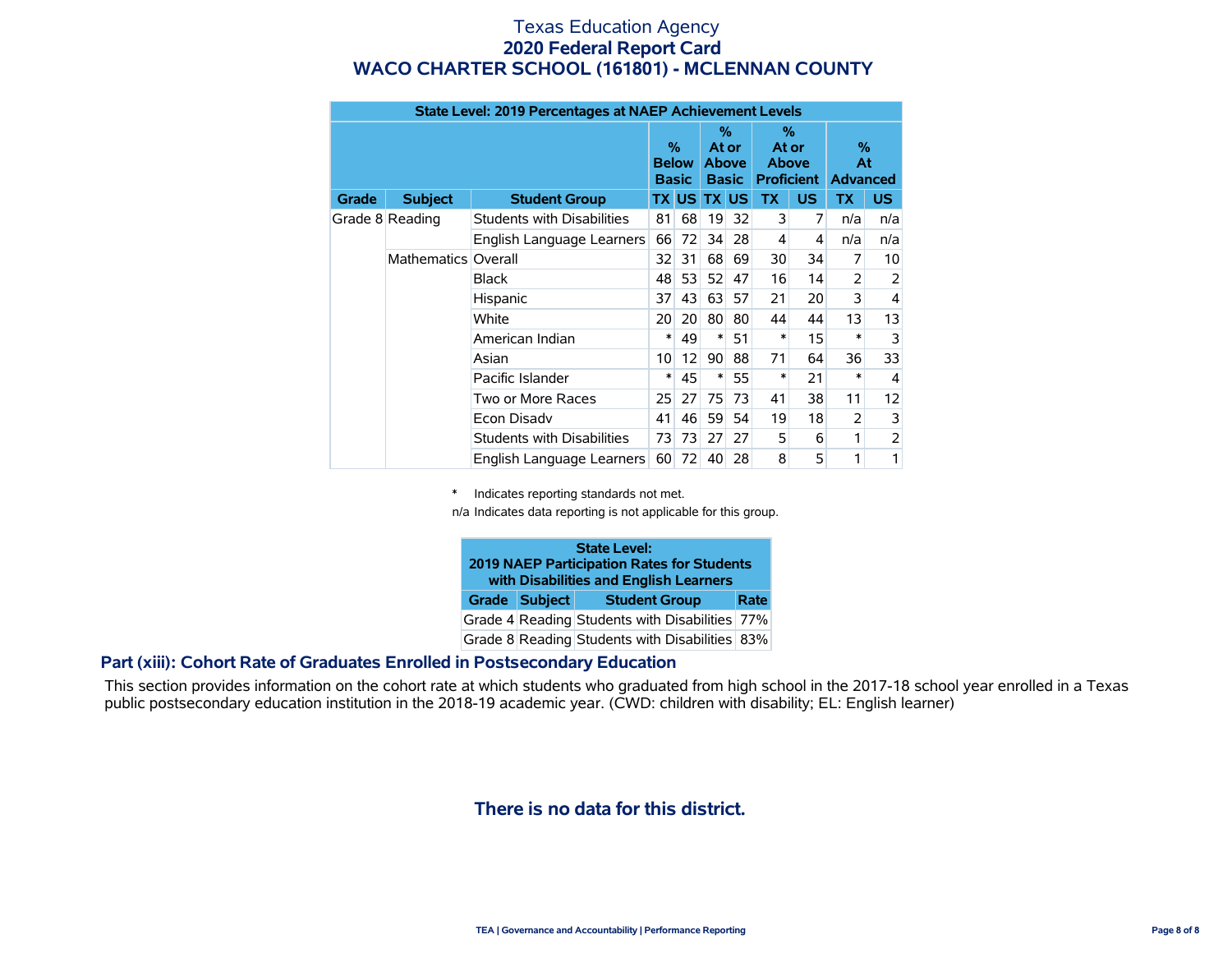# Texas Education Agency
## 2020 Federal Report Card
## WACO CHARTER SCHOOL (161801) - MCLENNAN COUNTY

| State Level: 2019 Percentages at NAEP Achievement Levels | | | | | | | | | | |
|---|---|---|---|---|---|---|---|---|---|---|
| | | | % Below Basic | | % At or Above Basic | | % At or Above Proficient | | % At Advanced | |
| Grade | Subject | Student Group | TX | US | TX | US | TX | US | TX | US |
| Grade 8 | Reading | Students with Disabilities | 81 | 68 | 19 | 32 | 3 | 7 | n/a | n/a |
| | | English Language Learners | 66 | 72 | 34 | 28 | 4 | 4 | n/a | n/a |
| | Mathematics | Overall | 32 | 31 | 68 | 69 | 30 | 34 | 7 | 10 |
| | | Black | 48 | 53 | 52 | 47 | 16 | 14 | 2 | 2 |
| | | Hispanic | 37 | 43 | 63 | 57 | 21 | 20 | 3 | 4 |
| | | White | 20 | 20 | 80 | 80 | 44 | 44 | 13 | 13 |
| | | American Indian | * | 49 | * | 51 | * | 15 | * | 3 |
| | | Asian | 10 | 12 | 90 | 88 | 71 | 64 | 36 | 33 |
| | | Pacific Islander | * | 45 | * | 55 | * | 21 | * | 4 |
| | | Two or More Races | 25 | 27 | 75 | 73 | 41 | 38 | 11 | 12 |
| | | Econ Disadv | 41 | 46 | 59 | 54 | 19 | 18 | 2 | 3 |
| | | Students with Disabilities | 73 | 73 | 27 | 27 | 5 | 6 | 1 | 2 |
| | | English Language Learners | 60 | 72 | 40 | 28 | 8 | 5 | 1 | 1 |

\* Indicates reporting standards not met.

n/a Indicates data reporting is not applicable for this group.

| State Level: 2019 NAEP Participation Rates for Students with Disabilities and English Learners | | | |
|---|---|---|---|
| Grade | Subject | Student Group | Rate |
| Grade 4 | Reading | Students with Disabilities | 77% |
| Grade 8 | Reading | Students with Disabilities | 83% |

## Part (xiii): Cohort Rate of Graduates Enrolled in Postsecondary Education

This section provides information on the cohort rate at which students who graduated from high school in the 2017-18 school year enrolled in a Texas public postsecondary education institution in the 2018-19 academic year. (CWD: children with disability; EL: English learner)

**There is no data for this district.**